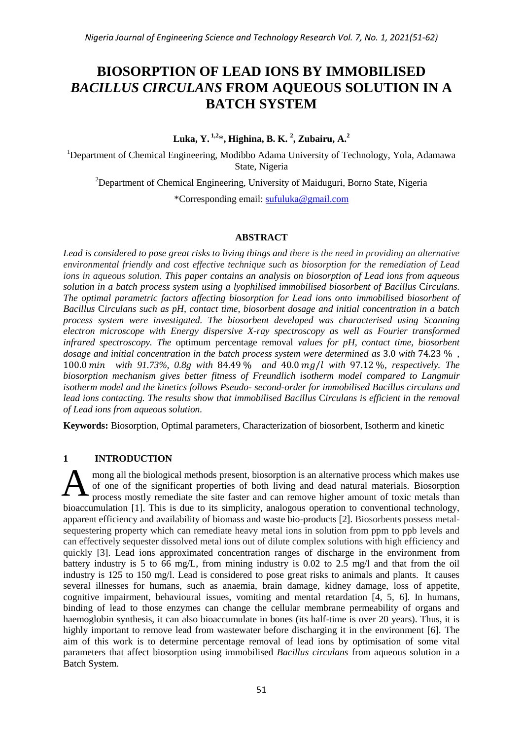# BIOSORPTION OF LEAD IONS BY IMMOBILISED *BACILLUS CIRCULANS* FROM AQUEOUS SOLUTION IN A BATCH SYSTEM

**Luka, Y. [1,2]*, Highina, B. K. [2], Zubairu, A.[2]**

[1]Department of Chemical Engineering, Modibbo Adama University of Technology, Yola, Adamawa State, Nigeria

[2]Department of Chemical Engineering, University of Maiduguri, Borno State, Nigeria

*Corresponding email: sufuluka@gmail.com

## ABSTRACT

*Lead is considered to pose great risks to living things and there is the need in providing an alternative environmental friendly and cost effective technique such as biosorption for the remediation of Lead ions in aqueous solution. This paper contains an analysis on biosorption of Lead ions from aqueous solution in a batch process system using a lyophilised immobilised biosorbent of Bacillus Circulans. The optimal parametric factors affecting biosorption for Lead ions onto immobilised biosorbent of Bacillus Circulans such as pH, contact time, biosorbent dosage and initial concentration in a batch process system were investigated. The biosorbent developed was characterised using Scanning electron microscope with Energy dispersive X-ray spectroscopy as well as Fourier transformed infrared spectroscopy. The* optimum percentage removal *values for pH, contact time, biosorbent dosage and initial concentration in the batch process system were determined as* 3.0 *with* 74.23 % , 100.0 $min$ *with 91.73%, 0.8g with* 84.49 % *and* 40.0 $mg/l$ *with* 97.12 %, *respectively. The biosorption mechanism gives better fitness of Freundlich isotherm model compared to Langmuir isotherm model and the kinetics follows Pseudo- second-order for immobilised Bacillus circulans and lead ions contacting. The results show that immobilised Bacillus Circulans is efficient in the removal of Lead ions from aqueous solution.*

**Keywords:** Biosorption, Optimal parameters, Characterization of biosorbent, Isotherm and kinetic

## 1 INTRODUCTION

Among all the biological methods present, biosorption is an alternative process which makes use of one of the significant properties of both living and dead natural materials. Biosorption process mostly remediate the site faster and can remove higher amount of toxic metals than bioaccumulation [1]. This is due to its simplicity, analogous operation to conventional technology, apparent efficiency and availability of biomass and waste bio-products [2]. Biosorbents possess metal-sequestering property which can remediate heavy metal ions in solution from ppm to ppb levels and can effectively sequester dissolved metal ions out of dilute complex solutions with high efficiency and quickly [3]. Lead ions approximated concentration ranges of discharge in the environment from battery industry is 5 to 66 mg/L, from mining industry is 0.02 to 2.5 mg/l and that from the oil industry is 125 to 150 mg/l. Lead is considered to pose great risks to animals and plants. It causes several illnesses for humans, such as anaemia, brain damage, kidney damage, loss of appetite, cognitive impairment, behavioural issues, vomiting and mental retardation [4, 5, 6]. In humans, binding of lead to those enzymes can change the cellular membrane permeability of organs and haemoglobin synthesis, it can also bioaccumulate in bones (its half-time is over 20 years). Thus, it is highly important to remove lead from wastewater before discharging it in the environment [6]. The aim of this work is to determine percentage removal of lead ions by optimisation of some vital parameters that affect biosorption using immobilised *Bacillus circulans* from aqueous solution in a Batch System.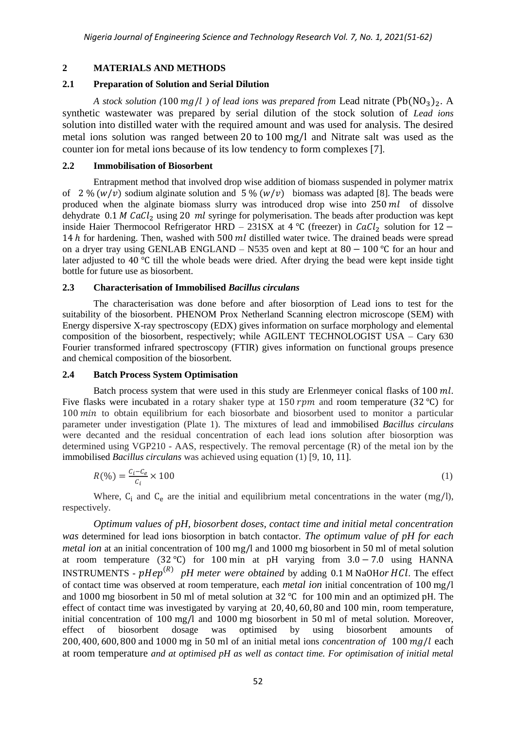## 2 MATERIALS AND METHODS

### 2.1 Preparation of Solution and Serial Dilution

*A stock solution (*$100\ mg/l$*) of lead ions was prepared from* Lead nitrate $(Pb(NO_3)_2$. A synthetic wastewater was prepared by serial dilution of the stock solution of *Lead ions* solution into distilled water with the required amount and was used for analysis. The desired metal ions solution was ranged between 20 to 100 mg/l and Nitrate salt was used as the counter ion for metal ions because of its low tendency to form complexes [7].

### 2.2 Immobilisation of Biosorbent

Entrapment method that involved drop wise addition of biomass suspended in polymer matrix of 2 % $(w/v)$ sodium alginate solution and 5 % $(w/v)$ biomass was adapted [8]. The beads were produced when the alginate biomass slurry was introduced drop wise into $250\ ml$ of dissolve dehydrate $0.1\ M\ CaCl_2$ using $20\ ml$ syringe for polymerisation. The beads after production was kept inside Haier Thermocool Refrigerator HRD – 231SX at 4 ℃ (freezer) in $CaCl_2$ solution for $12-14\ h$ for hardening. Then, washed with $500\ ml$ distilled water twice. The drained beads were spread on a dryer tray using GENLAB ENGLAND – N535 oven and kept at $80-100$ ℃ for an hour and later adjusted to 40 ℃ till the whole beads were dried. After drying the bead were kept inside tight bottle for future use as biosorbent.

### 2.3 Characterisation of Immobilised *Bacillus circulans*

The characterisation was done before and after biosorption of Lead ions to test for the suitability of the biosorbent. PHENOM Prox Netherland Scanning electron microscope (SEM) with Energy dispersive X-ray spectroscopy (EDX) gives information on surface morphology and elemental composition of the biosorbent, respectively; while AGILENT TECHNOLOGIST USA – Cary 630 Fourier transformed infrared spectroscopy (FTIR) gives information on functional groups presence and chemical composition of the biosorbent.

### 2.4 Batch Process System Optimisation

Batch process system that were used in this study are Erlenmeyer conical flasks of $100\ ml$. Five flasks were incubated in a rotary shaker type at $150\ rpm$ and room temperature (32 ℃) for $100\ min$ to obtain equilibrium for each biosorbate and biosorbent used to monitor a particular parameter under investigation (Plate 1). The mixtures of lead and immobilised *Bacillus circulans* were decanted and the residual concentration of each lead ions solution after biosorption was determined using VGP210 - AAS, respectively. The removal percentage (R) of the metal ion by the immobilised *Bacillus circulans* was achieved using equation (1) [9, 10, 11].

$$R(\%) = \frac{C_i - C_e}{C_i} \times 100 \tag{1}$$

Where, $C_i$ and $C_e$ are the initial and equilibrium metal concentrations in the water (mg/l), respectively.

*Optimum values of pH, biosorbent doses, contact time and initial metal concentration was* determined for lead ions biosorption in batch contactor. *The optimum value of pH for each metal ion* at an initial concentration of 100 mg/l and 1000 mg biosorbent in 50 ml of metal solution at room temperature (32 ℃) for 100 min at pH varying from $3.0-7.0$ using HANNA INSTRUMENTS - $pHep^{(R)}$ *pH meter were obtained* by adding 0.1 M NaOH*or* $HCl$. The effect of contact time was observed at room temperature, each *metal ion* initial concentration of 100 mg/l and 1000 mg biosorbent in 50 ml of metal solution at 32 ℃ for 100 min and an optimized pH. The effect of contact time was investigated by varying at 20, 40, 60, 80 and 100 min, room temperature, initial concentration of 100 mg/l and 1000 mg biosorbent in 50 ml of metal solution. Moreover, effect of biosorbent dosage was optimised by using biosorbent amounts of 200, 400, 600, 800 and 1000 mg in 50 ml of an initial metal ions *concentration of* $100\ mg/l$ each at room temperature *and at optimised pH as well as contact time. For optimisation of initial metal*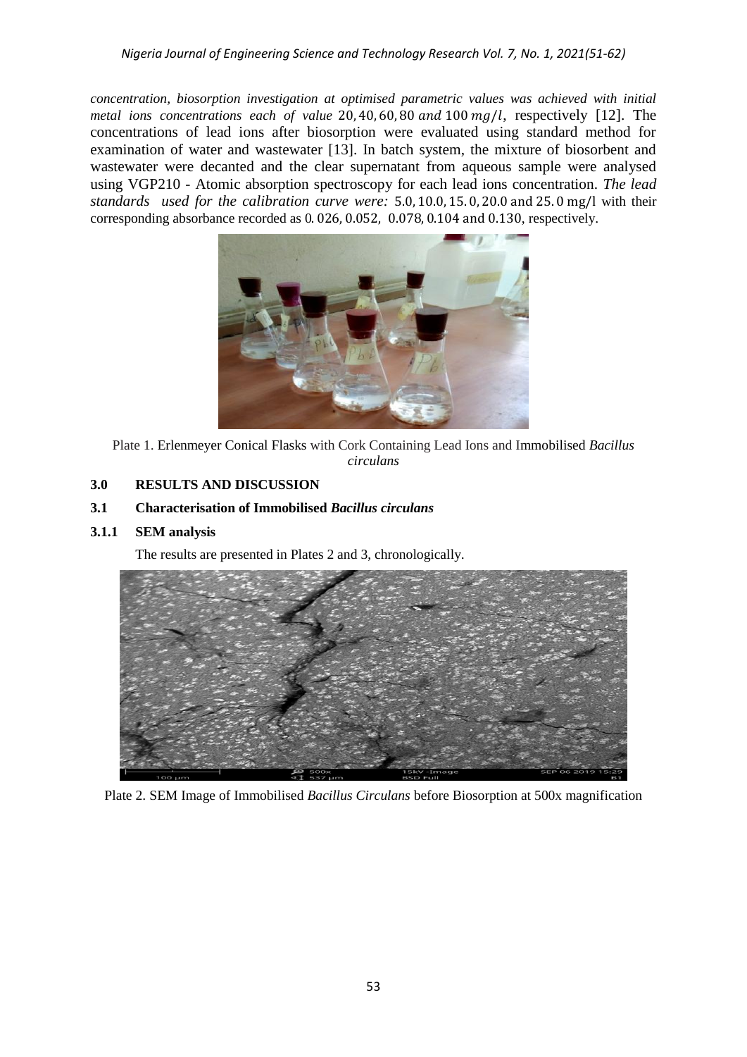*concentration, biosorption investigation at optimised parametric values was achieved with initial metal ions concentrations each of value* $20, 40, 60, 80$ *and* $100\ mg/l$, respectively [12]. The concentrations of lead ions after biosorption were evaluated using standard method for examination of water and wastewater [13]. In batch system, the mixture of biosorbent and wastewater were decanted and the clear supernatant from aqueous sample were analysed using VGP210 - Atomic absorption spectroscopy for each lead ions concentration. *The lead standards used for the calibration curve were:* $5.0, 10.0, 15.0, 20.0$ and $25.0$ mg/l with their corresponding absorbance recorded as $0.026, 0.052, 0.078, 0.104$ and $0.130$, respectively.

Plate 1. Erlenmeyer Conical Flasks with Cork Containing Lead Ions and Immobilised *Bacillus circulans*

## 3.0 RESULTS AND DISCUSSION

### 3.1 Characterisation of Immobilised *Bacillus circulans*

#### 3.1.1 SEM analysis

The results are presented in Plates 2 and 3, chronologically.

Plate 2. SEM Image of Immobilised *Bacillus Circulans* before Biosorption at 500x magnification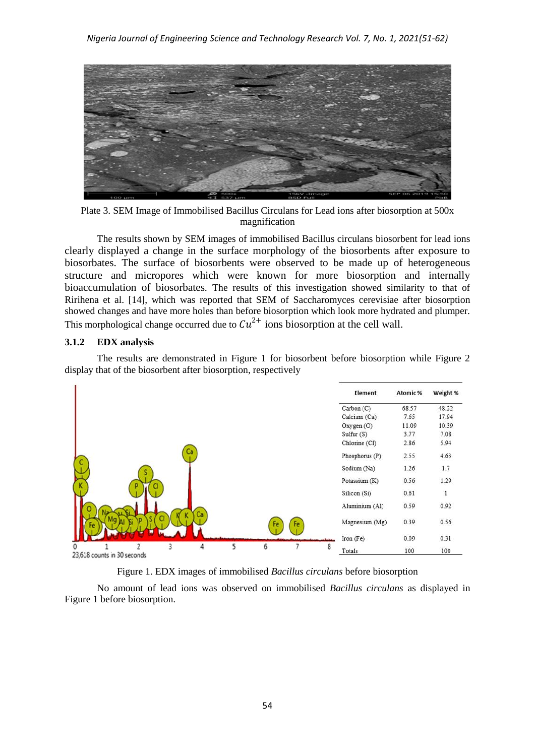Plate 3. SEM Image of Immobilised Bacillus Circulans for Lead ions after biosorption at 500x magnification

The results shown by SEM images of immobilised Bacillus circulans biosorbent for lead ions clearly displayed a change in the surface morphology of the biosorbents after exposure to biosorbates. The surface of biosorbents were observed to be made up of heterogeneous structure and micropores which were known for more biosorption and internally bioaccumulation of biosorbates. The results of this investigation showed similarity to that of Ririhena et al. [14], which was reported that SEM of Saccharomyces cerevisiae after biosorption showed changes and have more holes than before biosorption which look more hydrated and plumper. This morphological change occurred due to $Cu^{2+}$ ions biosorption at the cell wall.

### 3.1.2 EDX analysis

The results are demonstrated in Figure 1 for biosorbent before biosorption while Figure 2 display that of the biosorbent after biosorption, respectively

23,618 counts in 30 seconds

| Element | Atomic % | Weight % |
|---|---|---|
| Carbon (C) | 68.57 | 48.22 |
| Calcium (Ca) | 7.65 | 17.94 |
| Oxygen (O) | 11.09 | 10.39 |
| Sulfur (S) | 3.77 | 7.08 |
| Chlorine (Cl) | 2.86 | 5.94 |
| Phosphorus (P) | 2.55 | 4.63 |
| Sodium (Na) | 1.26 | 1.7 |
| Potassium (K) | 0.56 | 1.29 |
| Silicon (Si) | 0.61 | 1 |
| Aluminium (Al) | 0.59 | 0.92 |
| Magnesium (Mg) | 0.39 | 0.56 |
| Iron (Fe) | 0.09 | 0.31 |
| Totals | 100 | 100 |

Figure 1. EDX images of immobilised *Bacillus circulans* before biosorption

No amount of lead ions was observed on immobilised *Bacillus circulans* as displayed in Figure 1 before biosorption.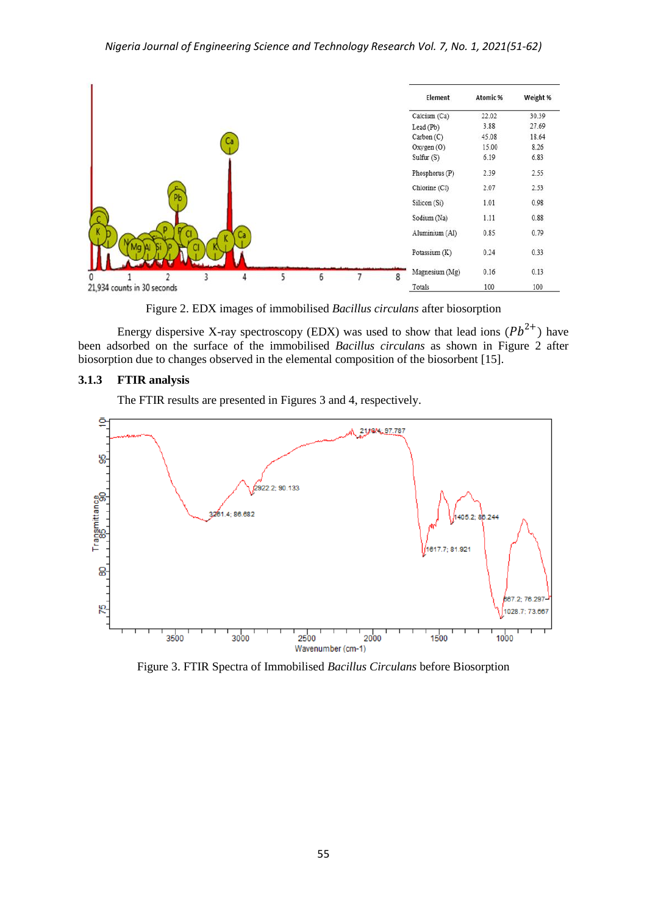| Element | Atomic % | Weight % |
|---|---|---|
| Calcium (Ca) | 22.02 | 30.39 |
| Lead (Pb) | 3.88 | 27.69 |
| Carbon (C) | 45.08 | 18.64 |
| Oxygen (O) | 15.00 | 8.26 |
| Sulfur (S) | 6.19 | 6.83 |
| Phosphorus (P) | 2.39 | 2.55 |
| Chlorine (Cl) | 2.07 | 2.53 |
| Silicon (Si) | 1.01 | 0.98 |
| Sodium (Na) | 1.11 | 0.88 |
| Aluminium (Al) | 0.85 | 0.79 |
| Potassium (K) | 0.24 | 0.33 |
| Magnesium (Mg) | 0.16 | 0.13 |
| Totals | 100 | 100 |

Figure 2. EDX images of immobilised *Bacillus circulans* after biosorption

Energy dispersive X-ray spectroscopy (EDX) was used to show that lead ions ($Pb^{2+}$) have been adsorbed on the surface of the immobilised *Bacillus circulans* as shown in Figure 2 after biosorption due to changes observed in the elemental composition of the biosorbent [15].

### 3.1.3 FTIR analysis

The FTIR results are presented in Figures 3 and 4, respectively.

Figure 3. FTIR Spectra of Immobilised *Bacillus Circulans* before Biosorption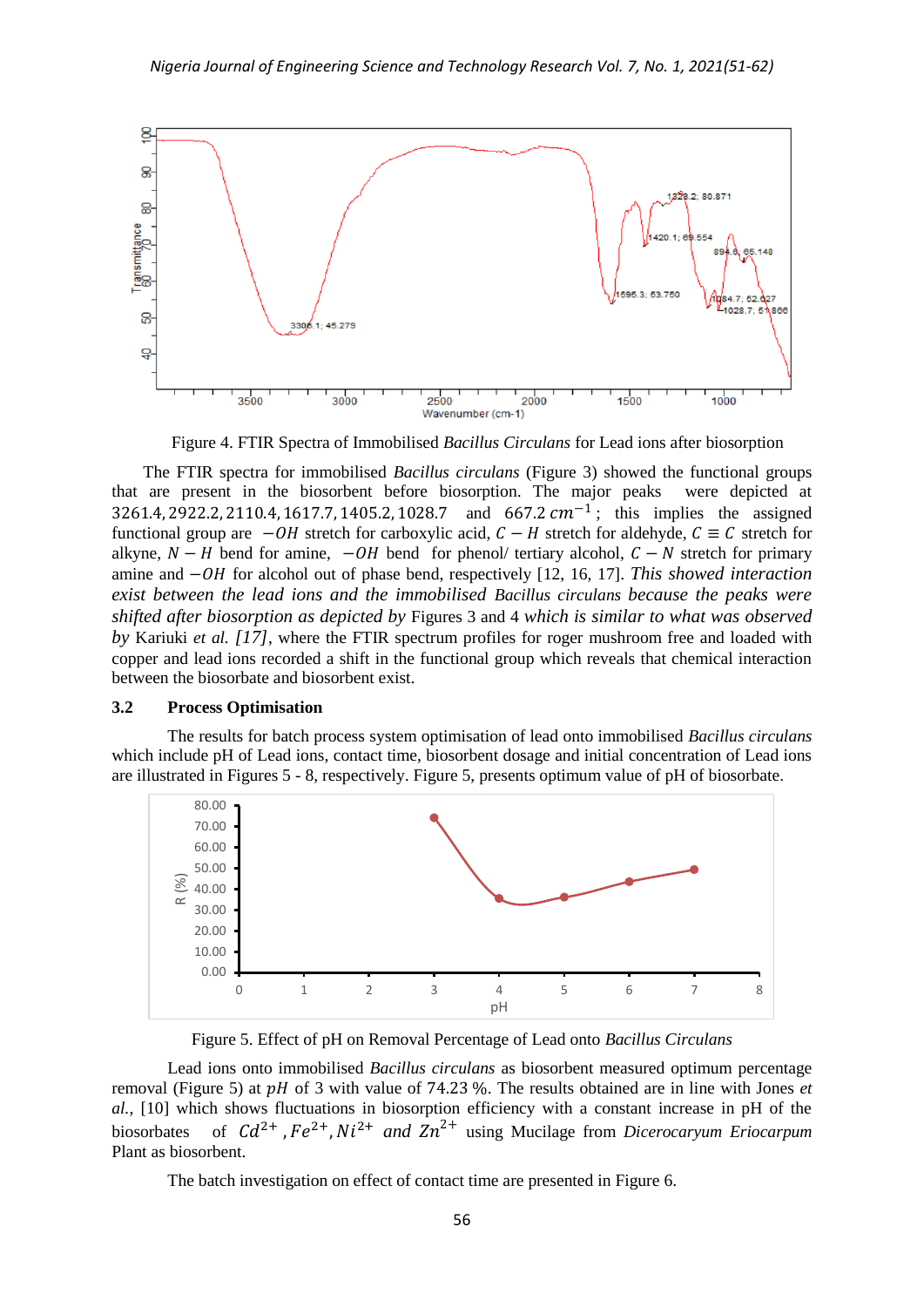Figure 4. FTIR Spectra of Immobilised *Bacillus Circulans* for Lead ions after biosorption

The FTIR spectra for immobilised *Bacillus circulans* (Figure 3) showed the functional groups that are present in the biosorbent before biosorption. The major peaks were depicted at $3261.4, 2922.2, 2110.4, 1617.7, 1405.2, 1028.7$ and $667.2\ cm^{-1}$; this implies the assigned functional group are $-OH$ stretch for carboxylic acid, $C-H$ stretch for aldehyde, $C \equiv C$ stretch for alkyne, $N-H$ bend for amine, $-OH$ bend for phenol/ tertiary alcohol, $C-N$ stretch for primary amine and $-OH$ for alcohol out of phase bend, respectively [12, 16, 17]. *This showed interaction exist between the lead ions and the immobilised Bacillus circulans because the peaks were shifted after biosorption as depicted by* Figures 3 and 4 *which is similar to what was observed by* Kariuki *et al. [17]*, where the FTIR spectrum profiles for roger mushroom free and loaded with copper and lead ions recorded a shift in the functional group which reveals that chemical interaction between the biosorbate and biosorbent exist.

### 3.2 Process Optimisation

The results for batch process system optimisation of lead onto immobilised *Bacillus circulans* which include pH of Lead ions, contact time, biosorbent dosage and initial concentration of Lead ions are illustrated in Figures 5 - 8, respectively. Figure 5, presents optimum value of pH of biosorbate.

Figure 5. Effect of pH on Removal Percentage of Lead onto *Bacillus Circulans*

Lead ions onto immobilised *Bacillus circulans* as biosorbent measured optimum percentage removal (Figure 5) at $pH$ of 3 with value of 74.23 %. The results obtained are in line with Jones *et al.*, [10] which shows fluctuations in biosorption efficiency with a constant increase in pH of the biosorbates of $Cd^{2+}, Fe^{2+}, Ni^{2+}$ and $Zn^{2+}$ using Mucilage from *Dicerocaryum Eriocarpum* Plant as biosorbent.

The batch investigation on effect of contact time are presented in Figure 6.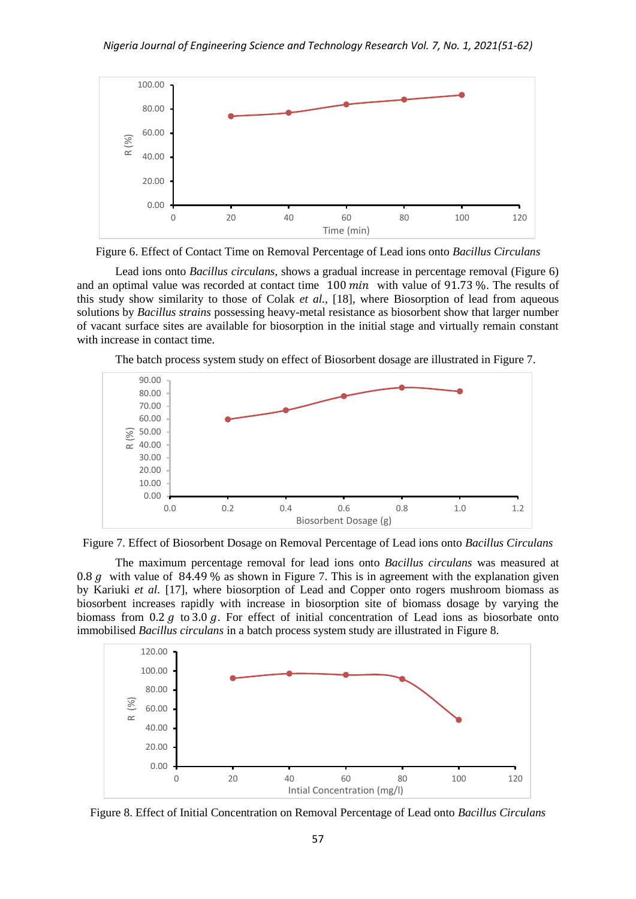Figure 6. Effect of Contact Time on Removal Percentage of Lead ions onto *Bacillus Circulans*

Lead ions onto *Bacillus circulans*, shows a gradual increase in percentage removal (Figure 6) and an optimal value was recorded at contact time $100\ min$ with value of $91.73\ \%$. The results of this study show similarity to those of Colak *et al.*, [18], where Biosorption of lead from aqueous solutions by *Bacillus strains* possessing heavy-metal resistance as biosorbent show that larger number of vacant surface sites are available for biosorption in the initial stage and virtually remain constant with increase in contact time.

The batch process system study on effect of Biosorbent dosage are illustrated in Figure 7.

Figure 7. Effect of Biosorbent Dosage on Removal Percentage of Lead ions onto *Bacillus Circulans*

The maximum percentage removal for lead ions onto *Bacillus circulans* was measured at $0.8\ g$ with value of $84.49\ \%$ as shown in Figure 7. This is in agreement with the explanation given by Kariuki *et al.* [17], where biosorption of Lead and Copper onto rogers mushroom biomass as biosorbent increases rapidly with increase in biosorption site of biomass dosage by varying the biomass from $0.2\ g$ to $3.0\ g$. For effect of initial concentration of Lead ions as biosorbate onto immobilised *Bacillus circulans* in a batch process system study are illustrated in Figure 8.

Figure 8. Effect of Initial Concentration on Removal Percentage of Lead onto *Bacillus Circulans*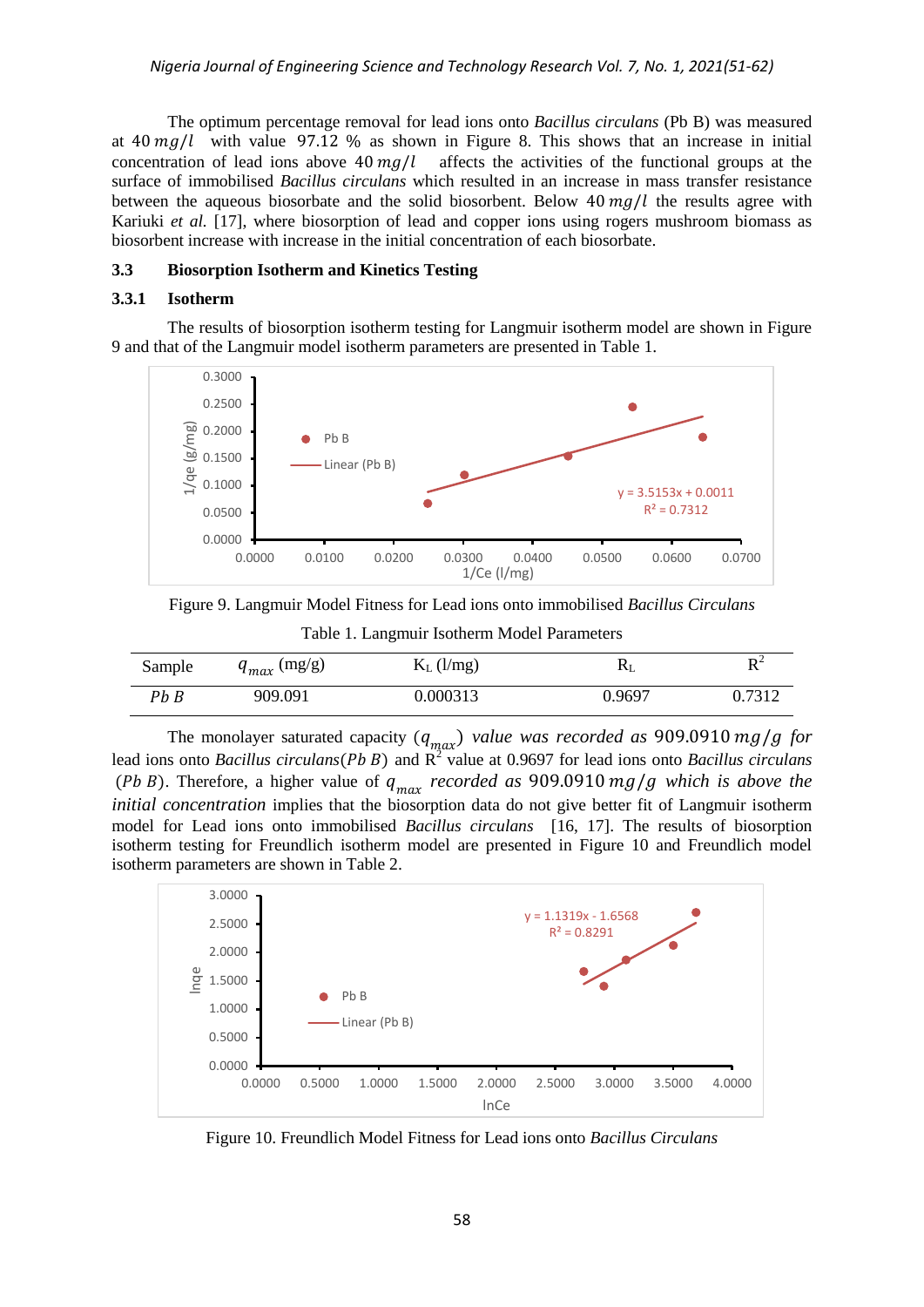The optimum percentage removal for lead ions onto *Bacillus circulans* (Pb B) was measured at $40\ mg/l$ with value 97.12 % as shown in Figure 8. This shows that an increase in initial concentration of lead ions above $40\ mg/l$ affects the activities of the functional groups at the surface of immobilised *Bacillus circulans* which resulted in an increase in mass transfer resistance between the aqueous biosorbate and the solid biosorbent. Below $40\ mg/l$ the results agree with Kariuki *et al.* [17], where biosorption of lead and copper ions using rogers mushroom biomass as biosorbent increase with increase in the initial concentration of each biosorbate.

### 3.3 Biosorption Isotherm and Kinetics Testing

#### 3.3.1 Isotherm

The results of biosorption isotherm testing for Langmuir isotherm model are shown in Figure 9 and that of the Langmuir model isotherm parameters are presented in Table 1.

Figure 9. Langmuir Model Fitness for Lead ions onto immobilised *Bacillus Circulans*

Table 1. Langmuir Isotherm Model Parameters

| Sample | $q_{max}$ (mg/g) | $K_L$ (l/mg) | $R_L$ | $R^2$ |
|---|---|---|---|---|
| *Pb B* | 909.091 | 0.000313 | 0.9697 | 0.7312 |

The monolayer saturated capacity ($q_{max}$) *value was recorded as* $909.0910\ mg/g$ *for* lead ions onto *Bacillus circulans*($Pb\ B$) and $R^2$ value at 0.9697 for lead ions onto *Bacillus circulans* ($Pb\ B$). Therefore, a higher value of $q_{max}$ *recorded as* $909.0910\ mg/g$ *which is above the initial concentration* implies that the biosorption data do not give better fit of Langmuir isotherm model for Lead ions onto immobilised *Bacillus circulans* [16, 17]. The results of biosorption isotherm testing for Freundlich isotherm model are presented in Figure 10 and Freundlich model isotherm parameters are shown in Table 2.

Figure 10. Freundlich Model Fitness for Lead ions onto *Bacillus Circulans*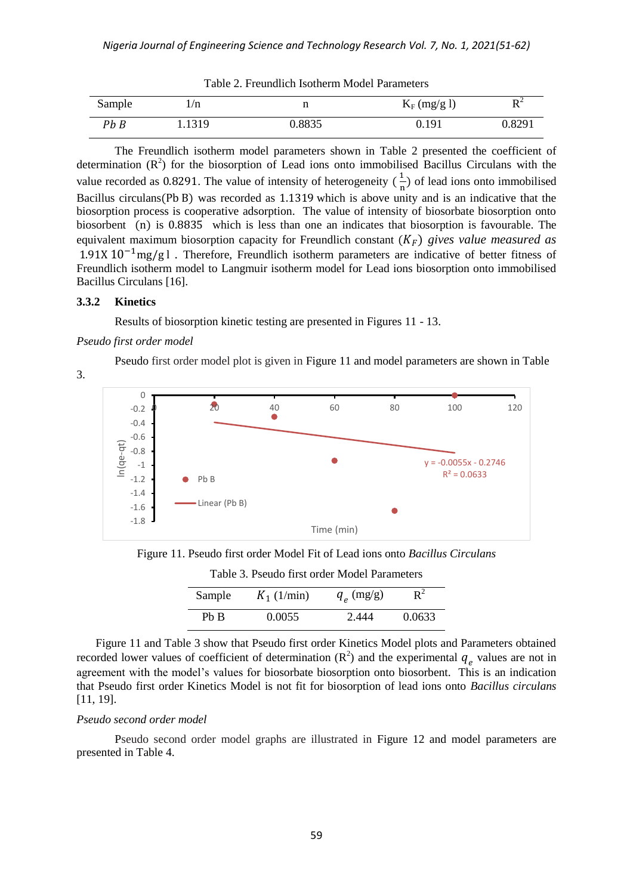Table 2. Freundlich Isotherm Model Parameters

| Sample | 1/n | n | $K_F$ (mg/g l) | $R^2$ |
|---|---|---|---|---|
| *Pb B* | 1.1319 | 0.8835 | 0.191 | 0.8291 |

The Freundlich isotherm model parameters shown in Table 2 presented the coefficient of determination ($R^2$) for the biosorption of Lead ions onto immobilised Bacillus Circulans with the value recorded as 0.8291. The value of intensity of heterogeneity ($\frac{1}{n}$) of lead ions onto immobilised Bacillus circulans(Pb B) was recorded as 1.1319 which is above unity and is an indicative that the biosorption process is cooperative adsorption. The value of intensity of biosorbate biosorption onto biosorbent (n) is 0.8835 which is less than one an indicates that biosorption is favourable. The equivalent maximum biosorption capacity for Freundlich constant ($K_F$) *gives value measured as* $1.91X\ 10^{-1}$mg/g l . Therefore, Freundlich isotherm parameters are indicative of better fitness of Freundlich isotherm model to Langmuir isotherm model for Lead ions biosorption onto immobilised Bacillus Circulans [16].

### 3.3.2 Kinetics

Results of biosorption kinetic testing are presented in Figures 11 - 13.

*Pseudo first order model*

Pseudo first order model plot is given in Figure 11 and model parameters are shown in Table 3.

Figure 11. Pseudo first order Model Fit of Lead ions onto *Bacillus Circulans*

Table 3. Pseudo first order Model Parameters

| Sample | $K_1$ (1/min) | $q_e$ (mg/g) | $R^2$ |
|---|---|---|---|
| Pb B | 0.0055 | 2.444 | 0.0633 |

Figure 11 and Table 3 show that Pseudo first order Kinetics Model plots and Parameters obtained recorded lower values of coefficient of determination ($R^2$) and the experimental $q_e$ values are not in agreement with the model's values for biosorbate biosorption onto biosorbent. This is an indication that Pseudo first order Kinetics Model is not fit for biosorption of lead ions onto *Bacillus circulans* [11, 19].

*Pseudo second order model*

Pseudo second order model graphs are illustrated in Figure 12 and model parameters are presented in Table 4.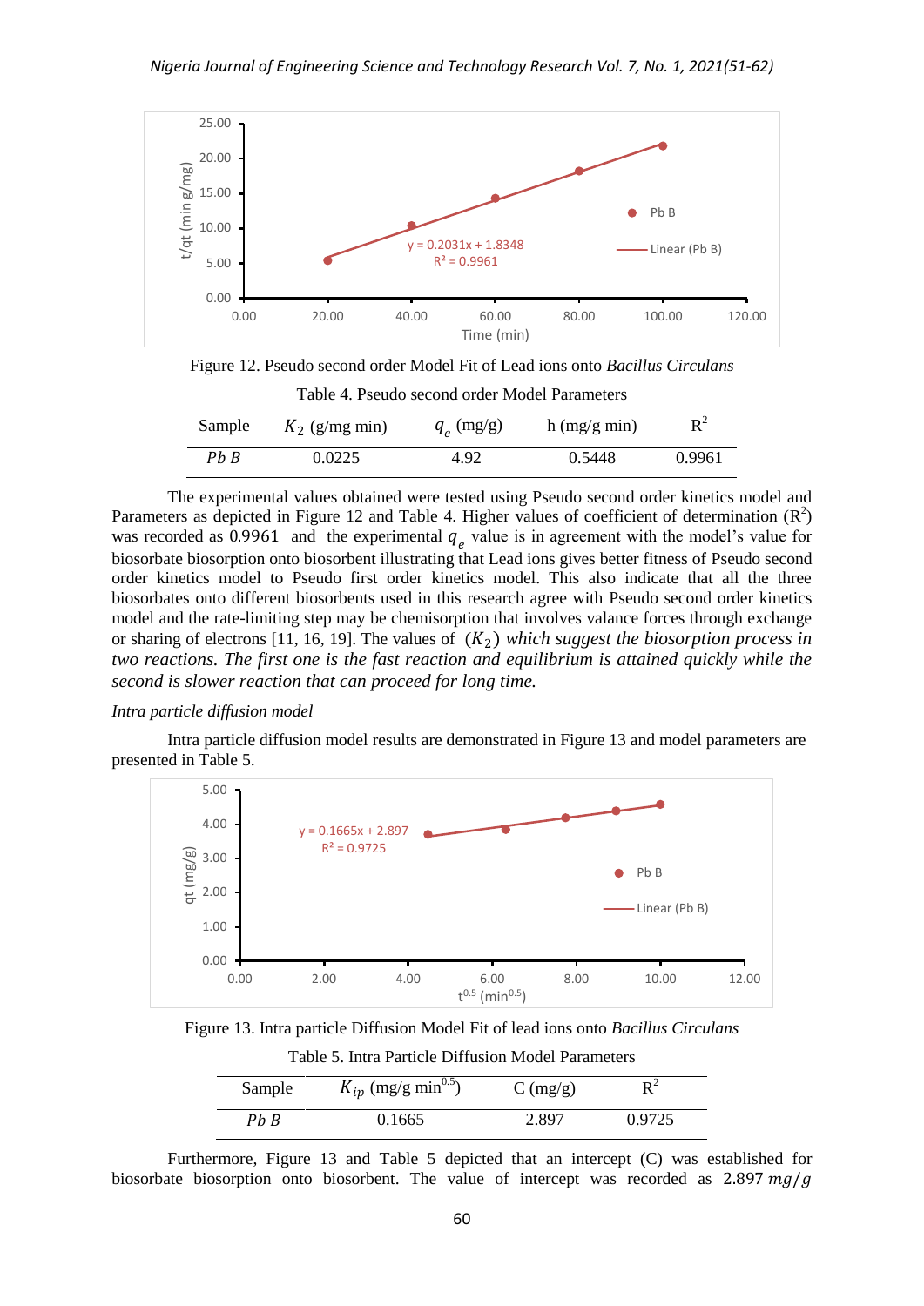Figure 12. Pseudo second order Model Fit of Lead ions onto *Bacillus Circulans*

Table 4. Pseudo second order Model Parameters

| Sample | $K_2$ (g/mg min) | $q_e$ (mg/g) | h (mg/g min) | $R^2$ |
|---|---|---|---|---|
| *Pb B* | 0.0225 | 4.92 | 0.5448 | 0.9961 |

The experimental values obtained were tested using Pseudo second order kinetics model and Parameters as depicted in Figure 12 and Table 4. Higher values of coefficient of determination ($R^2$) was recorded as 0.9961 and the experimental $q_e$ value is in agreement with the model's value for biosorbate biosorption onto biosorbent illustrating that Lead ions gives better fitness of Pseudo second order kinetics model to Pseudo first order kinetics model. This also indicate that all the three biosorbates onto different biosorbents used in this research agree with Pseudo second order kinetics model and the rate-limiting step may be chemisorption that involves valance forces through exchange or sharing of electrons [11, 16, 19]. The values of $(K_2)$ *which suggest the biosorption process in two reactions. The first one is the fast reaction and equilibrium is attained quickly while the second is slower reaction that can proceed for long time.*

*Intra particle diffusion model*

Intra particle diffusion model results are demonstrated in Figure 13 and model parameters are presented in Table 5.

Figure 13. Intra particle Diffusion Model Fit of lead ions onto *Bacillus Circulans*

Table 5. Intra Particle Diffusion Model Parameters

| Sample | $K_{ip}$ (mg/g min$^{0.5}$) | C (mg/g) | $R^2$ |
|---|---|---|---|
| *Pb B* | 0.1665 | 2.897 | 0.9725 |

Furthermore, Figure 13 and Table 5 depicted that an intercept (C) was established for biosorbate biosorption onto biosorbent. The value of intercept was recorded as 2.897 $mg/g$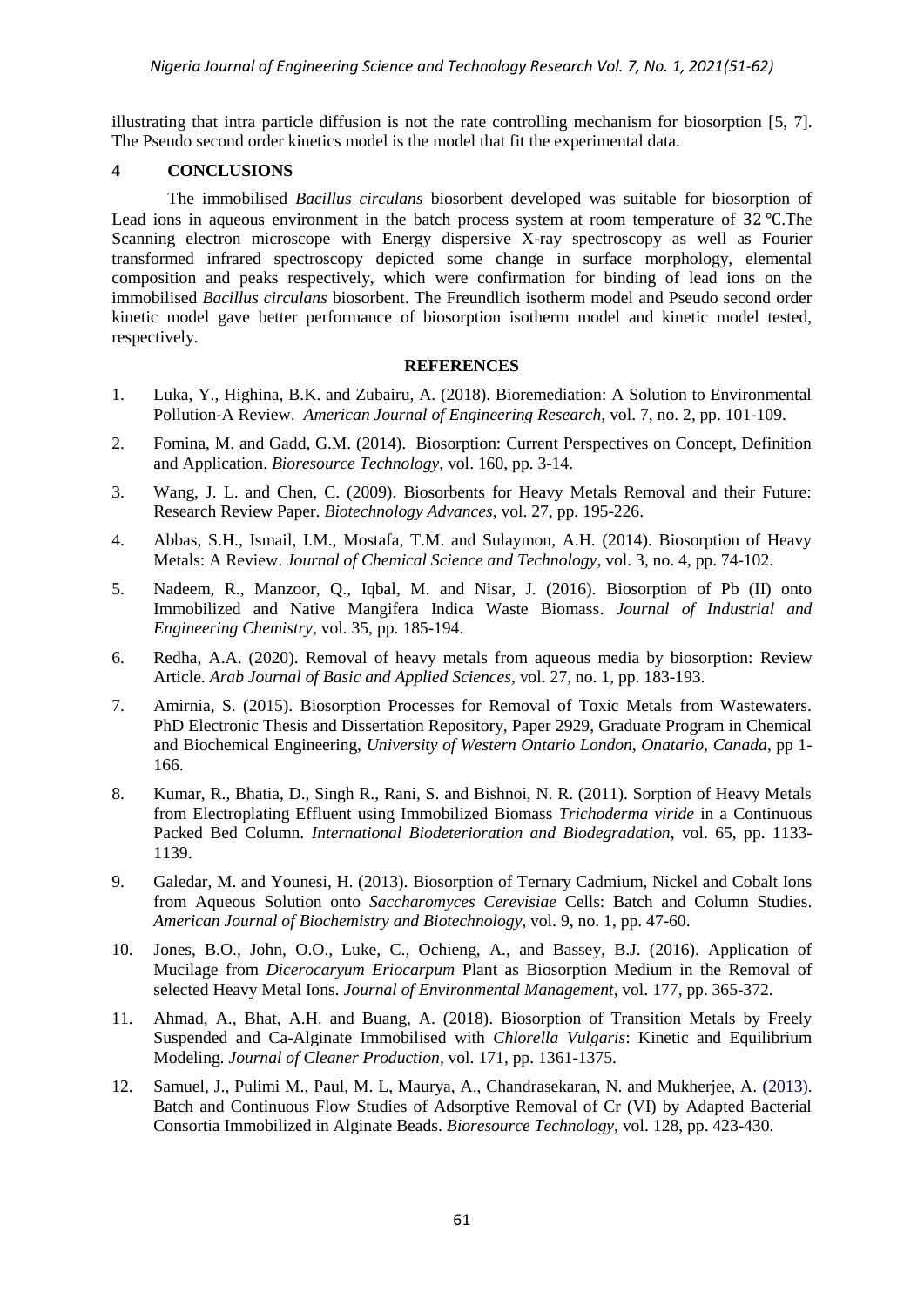illustrating that intra particle diffusion is not the rate controlling mechanism for biosorption [5, 7]. The Pseudo second order kinetics model is the model that fit the experimental data.

## 4 CONCLUSIONS

The immobilised *Bacillus circulans* biosorbent developed was suitable for biosorption of Lead ions in aqueous environment in the batch process system at room temperature of 32 ℃.The Scanning electron microscope with Energy dispersive X-ray spectroscopy as well as Fourier transformed infrared spectroscopy depicted some change in surface morphology, elemental composition and peaks respectively, which were confirmation for binding of lead ions on the immobilised *Bacillus circulans* biosorbent. The Freundlich isotherm model and Pseudo second order kinetic model gave better performance of biosorption isotherm model and kinetic model tested, respectively.

## REFERENCES

1. Luka, Y., Highina, B.K. and Zubairu, A. (2018). Bioremediation: A Solution to Environmental Pollution-A Review. *American Journal of Engineering Research*, vol. 7, no. 2, pp. 101-109.
2. Fomina, M. and Gadd, G.M. (2014). Biosorption: Current Perspectives on Concept, Definition and Application. *Bioresource Technology*, vol. 160, pp. 3-14.
3. Wang, J. L. and Chen, C. (2009). Biosorbents for Heavy Metals Removal and their Future: Research Review Paper. *Biotechnology Advances*, vol. 27, pp. 195-226.
4. Abbas, S.H., Ismail, I.M., Mostafa, T.M. and Sulaymon, A.H. (2014). Biosorption of Heavy Metals: A Review. *Journal of Chemical Science and Technology*, vol. 3, no. 4, pp. 74-102.
5. Nadeem, R., Manzoor, Q., Iqbal, M. and Nisar, J. (2016). Biosorption of Pb (II) onto Immobilized and Native Mangifera Indica Waste Biomass. *Journal of Industrial and Engineering Chemistry*, vol. 35, pp. 185-194.
6. Redha, A.A. (2020). Removal of heavy metals from aqueous media by biosorption: Review Article. *Arab Journal of Basic and Applied Sciences*, vol. 27, no. 1, pp. 183-193.
7. Amirnia, S. (2015). Biosorption Processes for Removal of Toxic Metals from Wastewaters. PhD Electronic Thesis and Dissertation Repository, Paper 2929, Graduate Program in Chemical and Biochemical Engineering, *University of Western Ontario London, Onatario, Canada*, pp 1-166.
8. Kumar, R., Bhatia, D., Singh R., Rani, S. and Bishnoi, N. R. (2011). Sorption of Heavy Metals from Electroplating Effluent using Immobilized Biomass *Trichoderma viride* in a Continuous Packed Bed Column. *International Biodeterioration and Biodegradation*, vol. 65, pp. 1133-1139.
9. Galedar, M. and Younesi, H. (2013). Biosorption of Ternary Cadmium, Nickel and Cobalt Ions from Aqueous Solution onto *Saccharomyces Cerevisiae* Cells: Batch and Column Studies. *American Journal of Biochemistry and Biotechnology*, vol. 9, no. 1, pp. 47-60.
10. Jones, B.O., John, O.O., Luke, C., Ochieng, A., and Bassey, B.J. (2016). Application of Mucilage from *Dicerocaryum Eriocarpum* Plant as Biosorption Medium in the Removal of selected Heavy Metal Ions. *Journal of Environmental Management*, vol. 177, pp. 365-372.
11. Ahmad, A., Bhat, A.H. and Buang, A. (2018). Biosorption of Transition Metals by Freely Suspended and Ca-Alginate Immobilised with *Chlorella Vulgaris*: Kinetic and Equilibrium Modeling. *Journal of Cleaner Production*, vol. 171, pp. 1361-1375.
12. Samuel, J., Pulimi M., Paul, M. L, Maurya, A., Chandrasekaran, N. and Mukherjee, A. (2013). Batch and Continuous Flow Studies of Adsorptive Removal of Cr (VI) by Adapted Bacterial Consortia Immobilized in Alginate Beads. *Bioresource Technology*, vol. 128, pp. 423-430.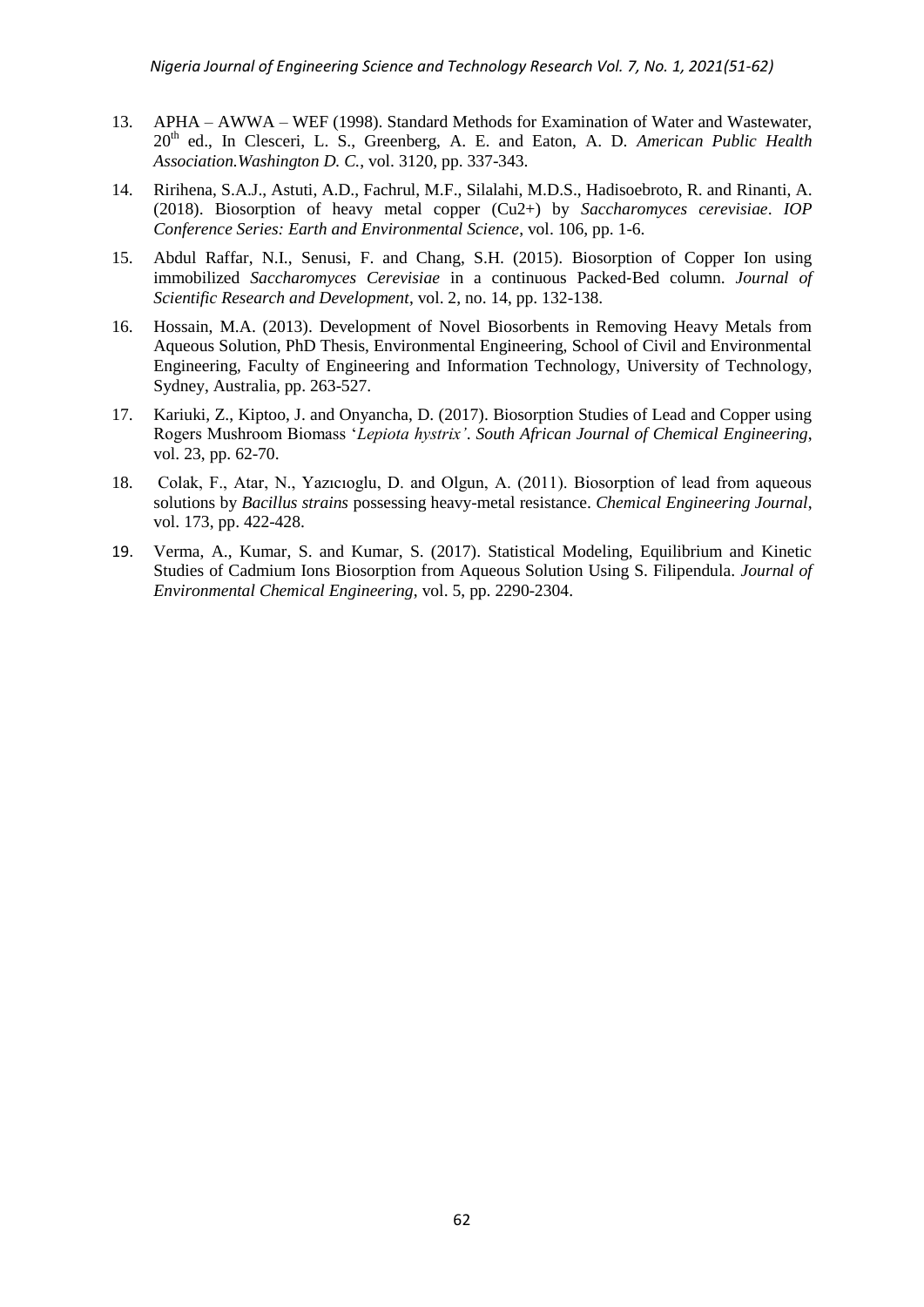13. APHA – AWWA – WEF (1998). Standard Methods for Examination of Water and Wastewater, 20th ed., In Clesceri, L. S., Greenberg, A. E. and Eaton, A. D. *American Public Health Association.Washington D. C.*, vol. 3120, pp. 337-343.

14. Ririhena, S.A.J., Astuti, A.D., Fachrul, M.F., Silalahi, M.D.S., Hadisoebroto, R. and Rinanti, A. (2018). Biosorption of heavy metal copper ($Cu^{2+}$) by *Saccharomyces cerevisiae*. *IOP Conference Series: Earth and Environmental Science*, vol. 106, pp. 1-6.

15. Abdul Raffar, N.I., Senusi, F. and Chang, S.H. (2015). Biosorption of Copper Ion using immobilized *Saccharomyces Cerevisiae* in a continuous Packed-Bed column. *Journal of Scientific Research and Development*, vol. 2, no. 14, pp. 132-138.

16. Hossain, M.A. (2013). Development of Novel Biosorbents in Removing Heavy Metals from Aqueous Solution, PhD Thesis, Environmental Engineering, School of Civil and Environmental Engineering, Faculty of Engineering and Information Technology, University of Technology, Sydney, Australia, pp. 263-527.

17. Kariuki, Z., Kiptoo, J. and Onyancha, D. (2017). Biosorption Studies of Lead and Copper using Rogers Mushroom Biomass '*Lepiota hystrix'*. *South African Journal of Chemical Engineering*, vol. 23, pp. 62-70.

18. Colak, F., Atar, N., Yazıcıoglu, D. and Olgun, A. (2011). Biosorption of lead from aqueous solutions by *Bacillus strains* possessing heavy-metal resistance. *Chemical Engineering Journal*, vol. 173, pp. 422-428.

19. Verma, A., Kumar, S. and Kumar, S. (2017). Statistical Modeling, Equilibrium and Kinetic Studies of Cadmium Ions Biosorption from Aqueous Solution Using S. Filipendula. *Journal of Environmental Chemical Engineering*, vol. 5, pp. 2290-2304.